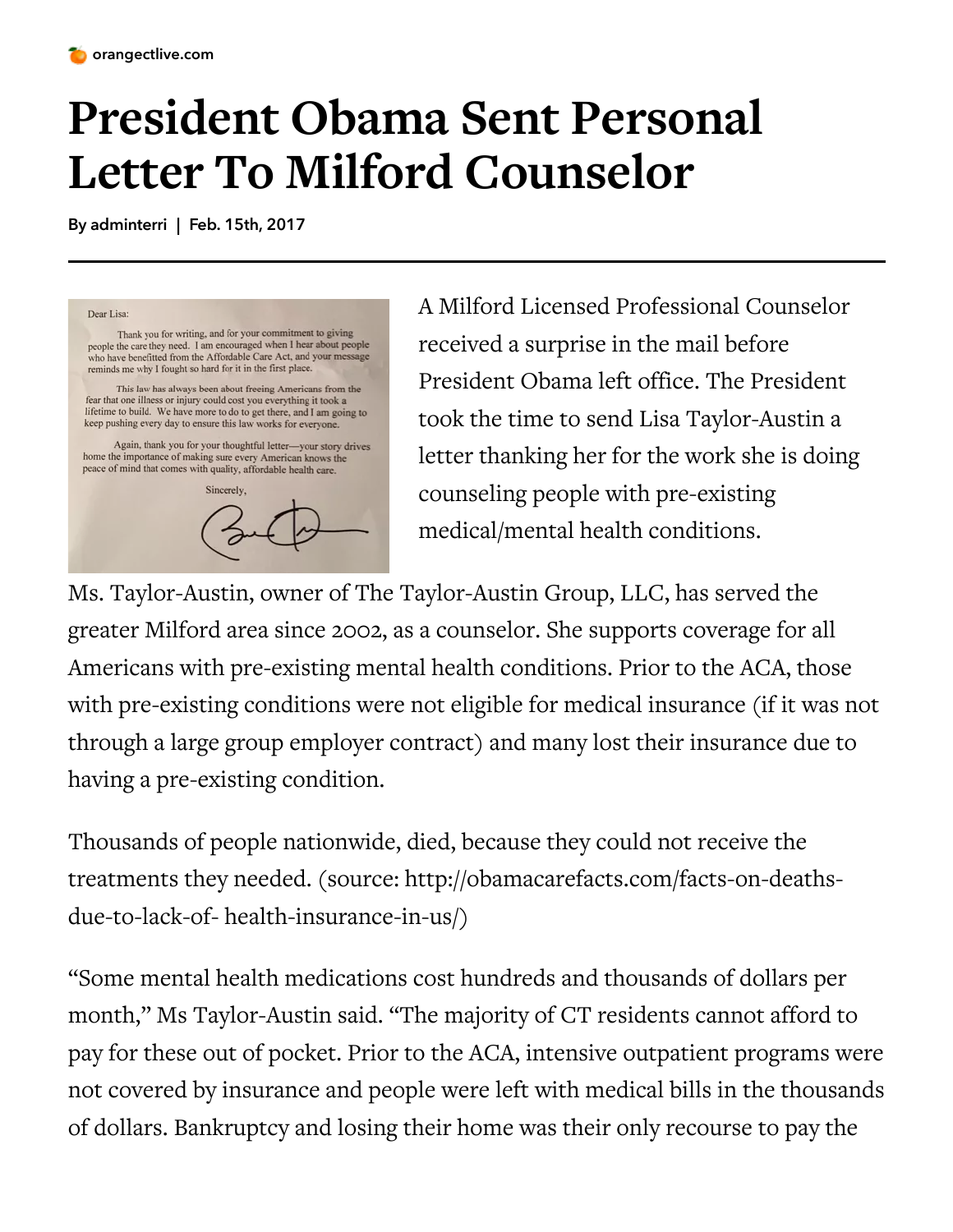orangectlive.com

# President Obama Sent Personal Letter To Milford Counselor

**By adminterri | Feb. 15th, 2017**

> Dear Lisa:
>
> Thank you for writing, and for your commitment to giving people the care they need. I am encouraged when I hear about people who have benefitted from the Affordable Care Act, and your message reminds me why I fought so hard for it in the first place.
>
> This law has always been about freeing Americans from the fear that one illness or injury could cost you everything it took a lifetime to build. We have more to do to get there, and I am going to keep pushing every day to ensure this law works for everyone.
>
> Again, thank you for your thoughtful letter—your story drives home the importance of making sure every American knows the peace of mind that comes with quality, affordable health care.
>
> Sincerely,

A Milford Licensed Professional Counselor received a surprise in the mail before President Obama left office. The President took the time to send Lisa Taylor-Austin a letter thanking her for the work she is doing counseling people with pre-existing medical/mental health conditions.

Ms. Taylor-Austin, owner of The Taylor-Austin Group, LLC, has served the greater Milford area since 2002, as a counselor. She supports coverage for all Americans with pre-existing mental health conditions. Prior to the ACA, those with pre-existing conditions were not eligible for medical insurance (if it was not through a large group employer contract) and many lost their insurance due to having a pre-existing condition.

Thousands of people nationwide, died, because they could not receive the treatments they needed. (source: http://obamacarefacts.com/facts-on-deaths-due-to-lack-of- health-insurance-in-us/)

"Some mental health medications cost hundreds and thousands of dollars per month," Ms Taylor-Austin said. "The majority of CT residents cannot afford to pay for these out of pocket. Prior to the ACA, intensive outpatient programs were not covered by insurance and people were left with medical bills in the thousands of dollars. Bankruptcy and losing their home was their only recourse to pay the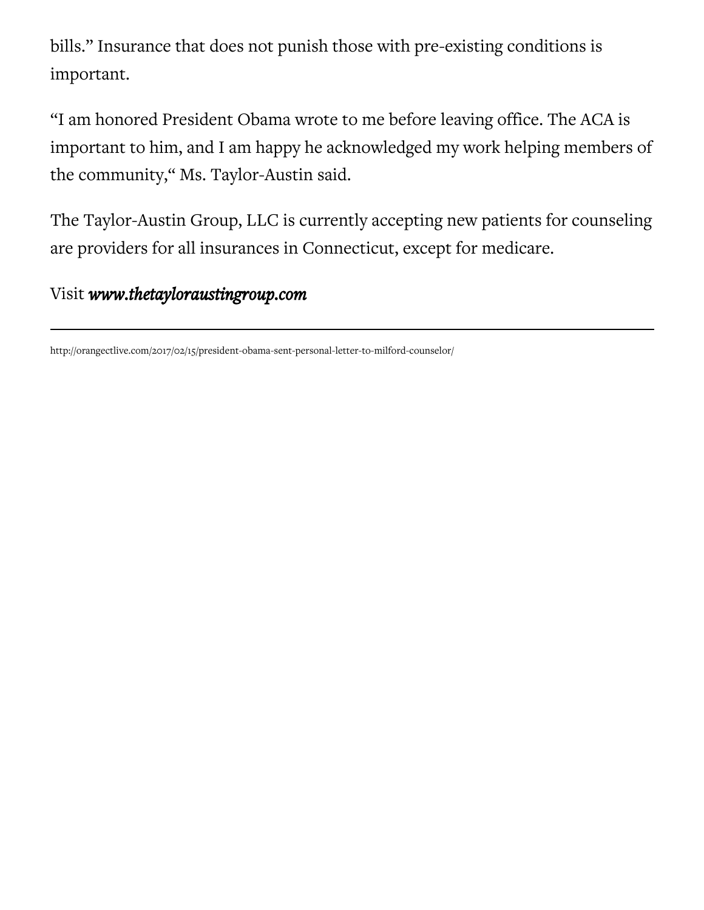bills." Insurance that does not punish those with pre-existing conditions is important.

"I am honored President Obama wrote to me before leaving office. The ACA is important to him, and I am happy he acknowledged my work helping members of the community,“ Ms. Taylor-Austin said.

The Taylor-Austin Group, LLC is currently accepting new patients for counseling are providers for all insurances in Connecticut, except for medicare.

Visit ***www.thetayloraustingroup.com***

---

http://orangectlive.com/2017/02/15/president-obama-sent-personal-letter-to-milford-counselor/